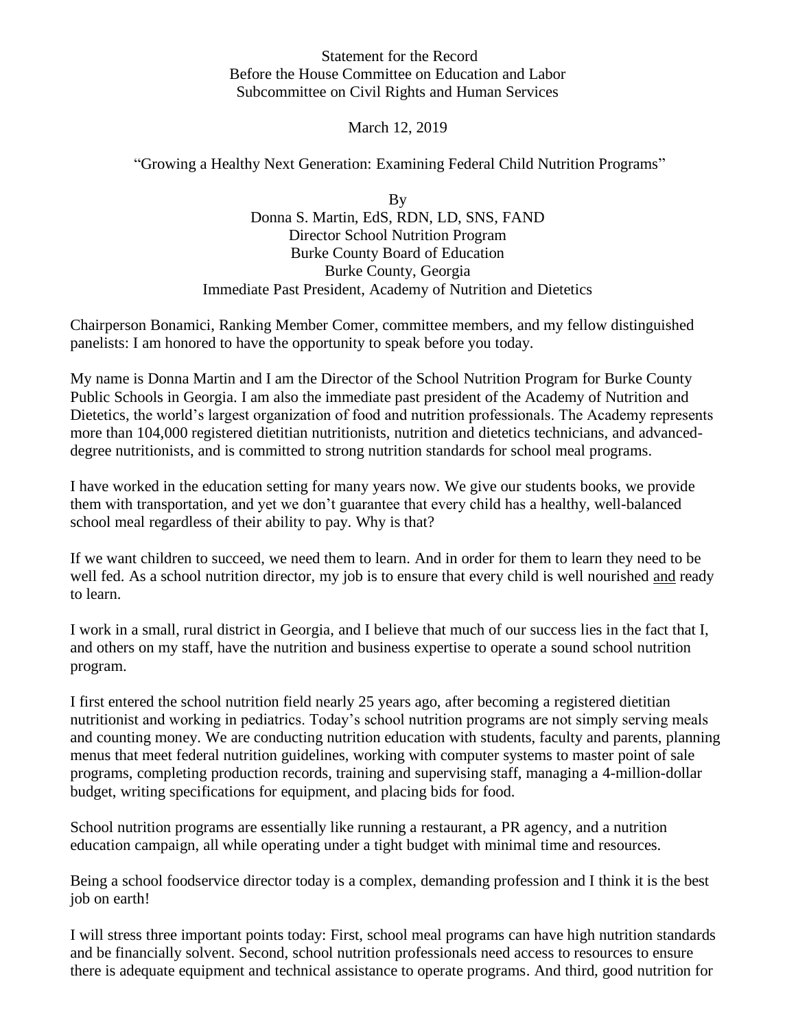Statement for the Record
Before the House Committee on Education and Labor
Subcommittee on Civil Rights and Human Services

March 12, 2019

"Growing a Healthy Next Generation: Examining Federal Child Nutrition Programs"

By
Donna S. Martin, EdS, RDN, LD, SNS, FAND
Director School Nutrition Program
Burke County Board of Education
Burke County, Georgia
Immediate Past President, Academy of Nutrition and Dietetics

Chairperson Bonamici, Ranking Member Comer, committee members, and my fellow distinguished panelists: I am honored to have the opportunity to speak before you today.

My name is Donna Martin and I am the Director of the School Nutrition Program for Burke County Public Schools in Georgia. I am also the immediate past president of the Academy of Nutrition and Dietetics, the world's largest organization of food and nutrition professionals. The Academy represents more than 104,000 registered dietitian nutritionists, nutrition and dietetics technicians, and advanced-degree nutritionists, and is committed to strong nutrition standards for school meal programs.

I have worked in the education setting for many years now. We give our students books, we provide them with transportation, and yet we don't guarantee that every child has a healthy, well-balanced school meal regardless of their ability to pay. Why is that?

If we want children to succeed, we need them to learn. And in order for them to learn they need to be well fed. As a school nutrition director, my job is to ensure that every child is well nourished <u>and</u> ready to learn.

I work in a small, rural district in Georgia, and I believe that much of our success lies in the fact that I, and others on my staff, have the nutrition and business expertise to operate a sound school nutrition program.

I first entered the school nutrition field nearly 25 years ago, after becoming a registered dietitian nutritionist and working in pediatrics. Today's school nutrition programs are not simply serving meals and counting money. We are conducting nutrition education with students, faculty and parents, planning menus that meet federal nutrition guidelines, working with computer systems to master point of sale programs, completing production records, training and supervising staff, managing a 4-million-dollar budget, writing specifications for equipment, and placing bids for food.

School nutrition programs are essentially like running a restaurant, a PR agency, and a nutrition education campaign, all while operating under a tight budget with minimal time and resources.

Being a school foodservice director today is a complex, demanding profession and I think it is the best job on earth!

I will stress three important points today: First, school meal programs can have high nutrition standards and be financially solvent. Second, school nutrition professionals need access to resources to ensure there is adequate equipment and technical assistance to operate programs. And third, good nutrition for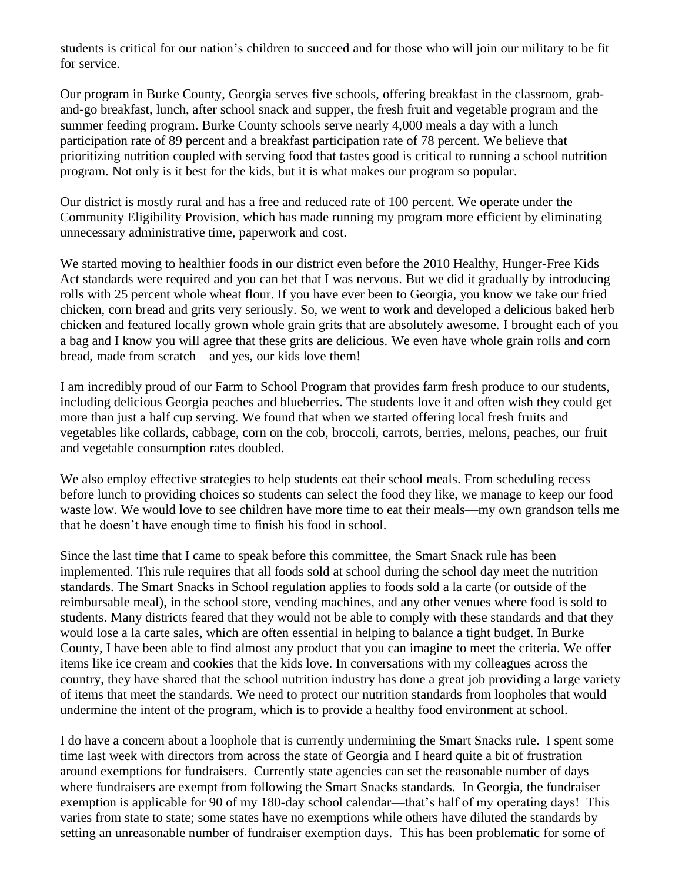students is critical for our nation's children to succeed and for those who will join our military to be fit for service.

Our program in Burke County, Georgia serves five schools, offering breakfast in the classroom, grab-and-go breakfast, lunch, after school snack and supper, the fresh fruit and vegetable program and the summer feeding program. Burke County schools serve nearly 4,000 meals a day with a lunch participation rate of 89 percent and a breakfast participation rate of 78 percent. We believe that prioritizing nutrition coupled with serving food that tastes good is critical to running a school nutrition program. Not only is it best for the kids, but it is what makes our program so popular.

Our district is mostly rural and has a free and reduced rate of 100 percent. We operate under the Community Eligibility Provision, which has made running my program more efficient by eliminating unnecessary administrative time, paperwork and cost.

We started moving to healthier foods in our district even before the 2010 Healthy, Hunger-Free Kids Act standards were required and you can bet that I was nervous. But we did it gradually by introducing rolls with 25 percent whole wheat flour. If you have ever been to Georgia, you know we take our fried chicken, corn bread and grits very seriously. So, we went to work and developed a delicious baked herb chicken and featured locally grown whole grain grits that are absolutely awesome. I brought each of you a bag and I know you will agree that these grits are delicious. We even have whole grain rolls and corn bread, made from scratch – and yes, our kids love them!

I am incredibly proud of our Farm to School Program that provides farm fresh produce to our students, including delicious Georgia peaches and blueberries. The students love it and often wish they could get more than just a half cup serving. We found that when we started offering local fresh fruits and vegetables like collards, cabbage, corn on the cob, broccoli, carrots, berries, melons, peaches, our fruit and vegetable consumption rates doubled.

We also employ effective strategies to help students eat their school meals. From scheduling recess before lunch to providing choices so students can select the food they like, we manage to keep our food waste low. We would love to see children have more time to eat their meals—my own grandson tells me that he doesn't have enough time to finish his food in school.

Since the last time that I came to speak before this committee, the Smart Snack rule has been implemented. This rule requires that all foods sold at school during the school day meet the nutrition standards. The Smart Snacks in School regulation applies to foods sold a la carte (or outside of the reimbursable meal), in the school store, vending machines, and any other venues where food is sold to students. Many districts feared that they would not be able to comply with these standards and that they would lose a la carte sales, which are often essential in helping to balance a tight budget. In Burke County, I have been able to find almost any product that you can imagine to meet the criteria. We offer items like ice cream and cookies that the kids love. In conversations with my colleagues across the country, they have shared that the school nutrition industry has done a great job providing a large variety of items that meet the standards. We need to protect our nutrition standards from loopholes that would undermine the intent of the program, which is to provide a healthy food environment at school.

I do have a concern about a loophole that is currently undermining the Smart Snacks rule. I spent some time last week with directors from across the state of Georgia and I heard quite a bit of frustration around exemptions for fundraisers. Currently state agencies can set the reasonable number of days where fundraisers are exempt from following the Smart Snacks standards. In Georgia, the fundraiser exemption is applicable for 90 of my 180-day school calendar—that's half of my operating days! This varies from state to state; some states have no exemptions while others have diluted the standards by setting an unreasonable number of fundraiser exemption days. This has been problematic for some of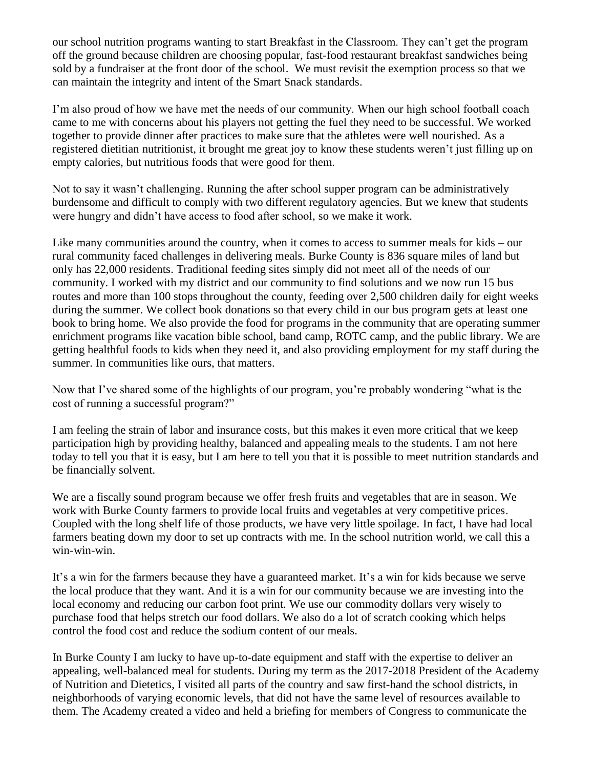our school nutrition programs wanting to start Breakfast in the Classroom. They can't get the program off the ground because children are choosing popular, fast-food restaurant breakfast sandwiches being sold by a fundraiser at the front door of the school. We must revisit the exemption process so that we can maintain the integrity and intent of the Smart Snack standards.

I'm also proud of how we have met the needs of our community. When our high school football coach came to me with concerns about his players not getting the fuel they need to be successful. We worked together to provide dinner after practices to make sure that the athletes were well nourished. As a registered dietitian nutritionist, it brought me great joy to know these students weren't just filling up on empty calories, but nutritious foods that were good for them.

Not to say it wasn't challenging. Running the after school supper program can be administratively burdensome and difficult to comply with two different regulatory agencies. But we knew that students were hungry and didn't have access to food after school, so we make it work.

Like many communities around the country, when it comes to access to summer meals for kids – our rural community faced challenges in delivering meals. Burke County is 836 square miles of land but only has 22,000 residents. Traditional feeding sites simply did not meet all of the needs of our community. I worked with my district and our community to find solutions and we now run 15 bus routes and more than 100 stops throughout the county, feeding over 2,500 children daily for eight weeks during the summer. We collect book donations so that every child in our bus program gets at least one book to bring home. We also provide the food for programs in the community that are operating summer enrichment programs like vacation bible school, band camp, ROTC camp, and the public library. We are getting healthful foods to kids when they need it, and also providing employment for my staff during the summer. In communities like ours, that matters.

Now that I've shared some of the highlights of our program, you're probably wondering "what is the cost of running a successful program?"

I am feeling the strain of labor and insurance costs, but this makes it even more critical that we keep participation high by providing healthy, balanced and appealing meals to the students. I am not here today to tell you that it is easy, but I am here to tell you that it is possible to meet nutrition standards and be financially solvent.

We are a fiscally sound program because we offer fresh fruits and vegetables that are in season. We work with Burke County farmers to provide local fruits and vegetables at very competitive prices. Coupled with the long shelf life of those products, we have very little spoilage. In fact, I have had local farmers beating down my door to set up contracts with me. In the school nutrition world, we call this a win-win-win.

It's a win for the farmers because they have a guaranteed market. It's a win for kids because we serve the local produce that they want. And it is a win for our community because we are investing into the local economy and reducing our carbon foot print. We use our commodity dollars very wisely to purchase food that helps stretch our food dollars. We also do a lot of scratch cooking which helps control the food cost and reduce the sodium content of our meals.

In Burke County I am lucky to have up-to-date equipment and staff with the expertise to deliver an appealing, well-balanced meal for students. During my term as the 2017-2018 President of the Academy of Nutrition and Dietetics, I visited all parts of the country and saw first-hand the school districts, in neighborhoods of varying economic levels, that did not have the same level of resources available to them. The Academy created a video and held a briefing for members of Congress to communicate the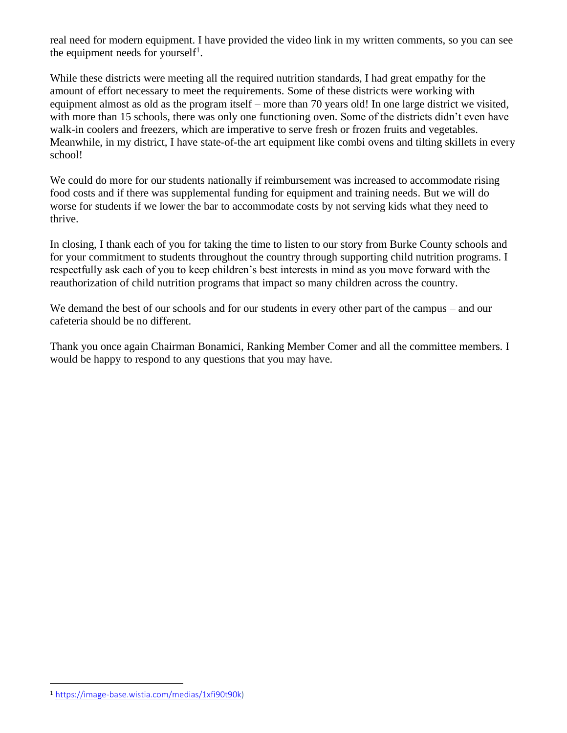real need for modern equipment. I have provided the video link in my written comments, so you can see the equipment needs for yourself[1].

While these districts were meeting all the required nutrition standards, I had great empathy for the amount of effort necessary to meet the requirements. Some of these districts were working with equipment almost as old as the program itself – more than 70 years old! In one large district we visited, with more than 15 schools, there was only one functioning oven. Some of the districts didn't even have walk-in coolers and freezers, which are imperative to serve fresh or frozen fruits and vegetables. Meanwhile, in my district, I have state-of-the art equipment like combi ovens and tilting skillets in every school!

We could do more for our students nationally if reimbursement was increased to accommodate rising food costs and if there was supplemental funding for equipment and training needs. But we will do worse for students if we lower the bar to accommodate costs by not serving kids what they need to thrive.

In closing, I thank each of you for taking the time to listen to our story from Burke County schools and for your commitment to students throughout the country through supporting child nutrition programs. I respectfully ask each of you to keep children's best interests in mind as you move forward with the reauthorization of child nutrition programs that impact so many children across the country.

We demand the best of our schools and for our students in every other part of the campus – and our cafeteria should be no different.

Thank you once again Chairman Bonamici, Ranking Member Comer and all the committee members. I would be happy to respond to any questions that you may have.

[1] https://image-base.wistia.com/medias/1xfi90t90k)